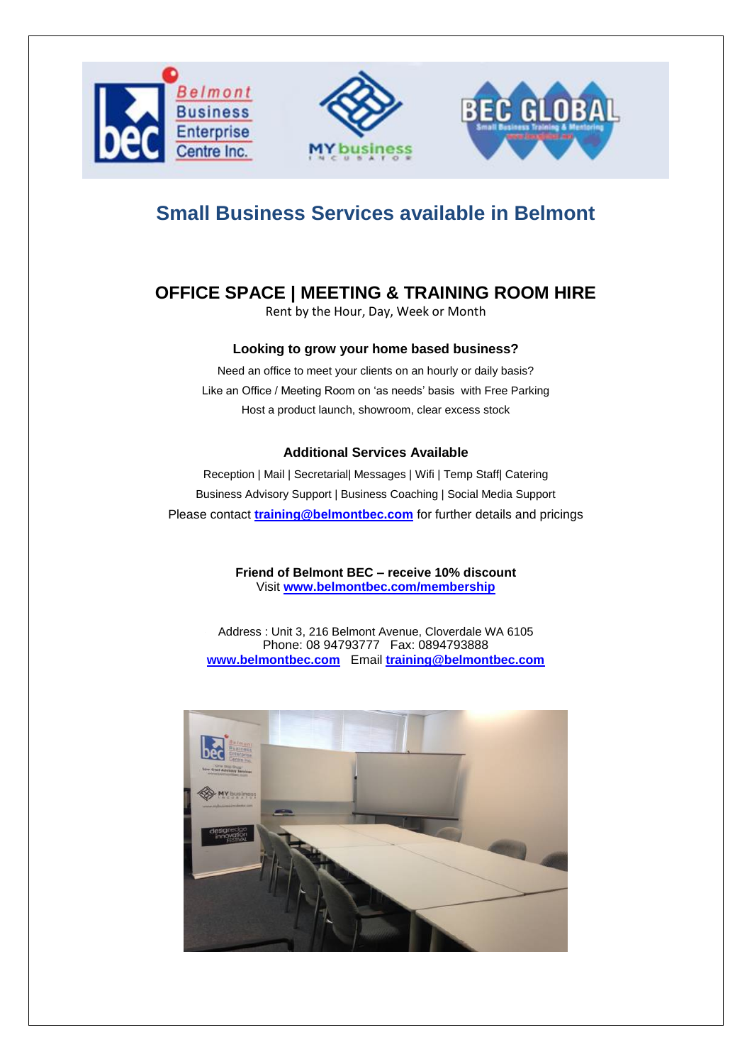# Small Business Services available in Belmont

## OFFICE SPACE | MEETING & TRAINING ROOM HIRE

Rent by the Hour, Day, Week or Month

### Looking to grow your home based business?

Need an office to meet your clients on an hourly or daily basis?

Like an Office / Meeting Room on 'as needs' basis with Free Parking

Host a product launch, showroom, clear excess stock

### Additional Services Available

Reception | Mail | Secretarial| Messages | Wifi | Temp Staff| Catering

Business Advisory Support | Business Coaching | Social Media Support

Please contact **training@belmontbec.com** for further details and pricings

**Friend of Belmont BEC – receive 10% discount**
Visit **www.belmontbec.com/membership**

Address : Unit 3, 216 Belmont Avenue, Cloverdale WA 6105
Phone: 08 94793777 Fax: 0894793888
**www.belmontbec.com** Email **training@belmontbec.com**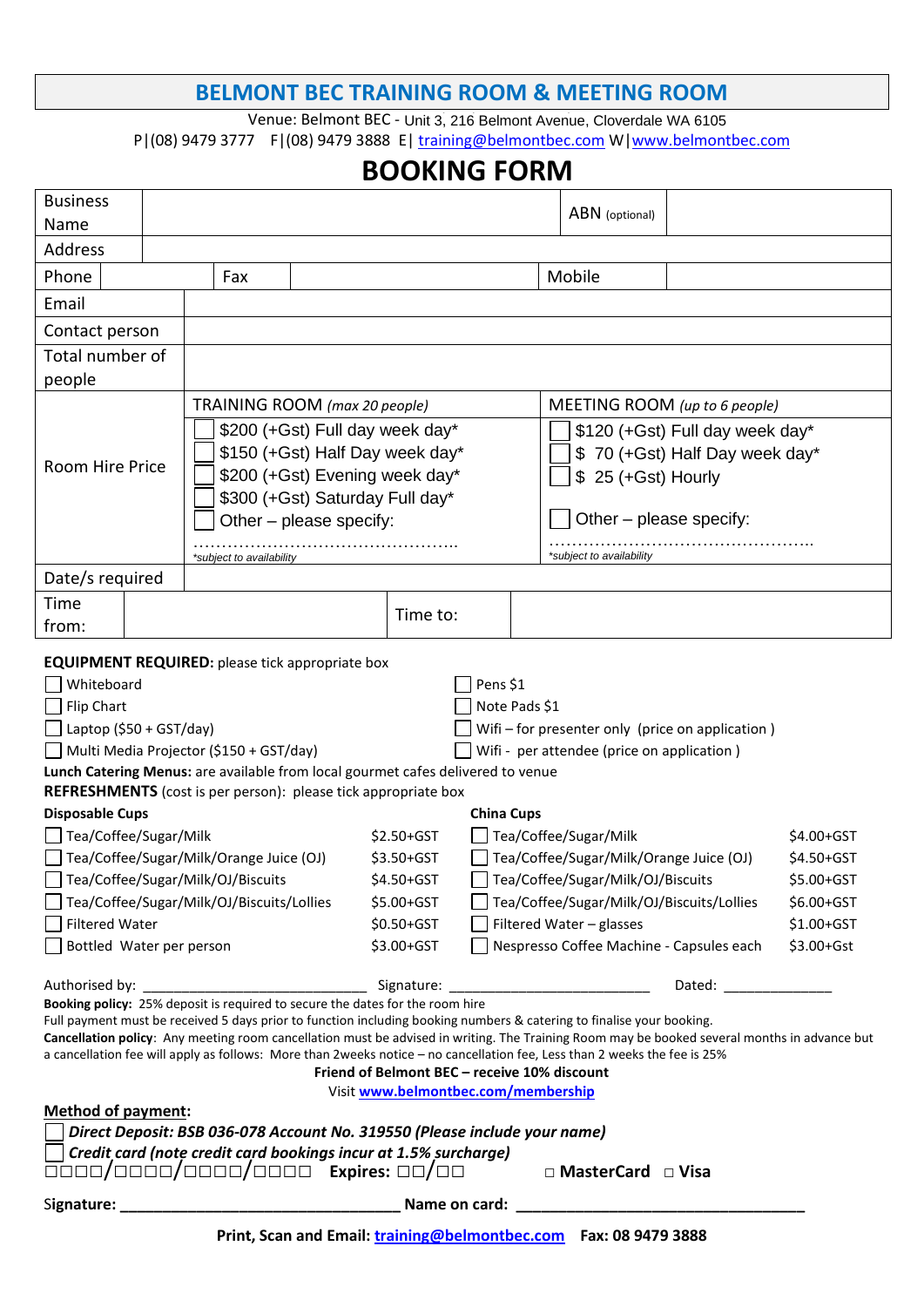# BELMONT BEC TRAINING ROOM & MEETING ROOM

Venue: Belmont BEC - Unit 3, 216 Belmont Avenue, Cloverdale WA 6105

P|(08) 9479 3777 F|(08) 9479 3888 E| training@belmontbec.com W|www.belmontbec.com

## BOOKING FORM

| Business Name | | ABN (optional) | |
|---|---|---|---|
| Address | | | |
| Phone | Fax | Mobile | |
| Email | | | |
| Contact person | | | |
| Total number of people | | | |

| Room Hire Price | TRAINING ROOM *(max 20 people)* | MEETING ROOM *(up to 6 people)* |
|---|---|---|
| | ☐ $200 (+Gst) Full day week day* | ☐ $120 (+Gst) Full day week day* |
| | ☐ $150 (+Gst) Half Day week day* | ☐ $ 70 (+Gst) Half Day week day* |
| | ☐ $200 (+Gst) Evening week day* | ☐ $ 25 (+Gst) Hourly |
| | ☐ $300 (+Gst) Saturday Full day* | |
| | ☐ Other – please specify: ………………………………………….. | ☐ Other – please specify: ………………………………………….. |
| | *subject to availability* | *subject to availability* |

| Date/s required | | | |
|---|---|---|---|
| Time from: | | Time to: | |

**EQUIPMENT REQUIRED:** please tick appropriate box

- ☐ Whiteboard
- ☐ Flip Chart
- ☐ Laptop ($50 + GST/day)
- ☐ Multi Media Projector ($150 + GST/day)
- ☐ Pens $1
- ☐ Note Pads $1
- ☐ Wifi – for presenter only (price on application )
- ☐ Wifi - per attendee (price on application )

**Lunch Catering Menus:** are available from local gourmet cafes delivered to venue

**REFRESHMENTS** (cost is per person): please tick appropriate box

| Disposable Cups | | China Cups | |
|---|---|---|---|
| ☐ Tea/Coffee/Sugar/Milk | $2.50+GST | ☐ Tea/Coffee/Sugar/Milk | $4.00+GST |
| ☐ Tea/Coffee/Sugar/Milk/Orange Juice (OJ) | $3.50+GST | ☐ Tea/Coffee/Sugar/Milk/Orange Juice (OJ) | $4.50+GST |
| ☐ Tea/Coffee/Sugar/Milk/OJ/Biscuits | $4.50+GST | ☐ Tea/Coffee/Sugar/Milk/OJ/Biscuits | $5.00+GST |
| ☐ Tea/Coffee/Sugar/Milk/OJ/Biscuits/Lollies | $5.00+GST | ☐ Tea/Coffee/Sugar/Milk/OJ/Biscuits/Lollies | $6.00+GST |
| ☐ Filtered Water | $0.50+GST | ☐ Filtered Water – glasses | $1.00+GST |
| ☐ Bottled Water per person | $3.00+GST | ☐ Nespresso Coffee Machine - Capsules each | $3.00+Gst |

Authorised by: ____________________________ Signature: ___________________________ Dated: ______________

**Booking policy:** 25% deposit is required to secure the dates for the room hire

Full payment must be received 5 days prior to function including booking numbers & catering to finalise your booking.

**Cancellation policy**: Any meeting room cancellation must be advised in writing. The Training Room may be booked several months in advance but a cancellation fee will apply as follows: More than 2weeks notice – no cancellation fee, Less than 2 weeks the fee is 25%

**Friend of Belmont BEC – receive 10% discount**

Visit **www.belmontbec.com/membership**

**Method of payment:**

☐ ***Direct Deposit: BSB 036-078 Account No. 319550 (Please include your name)***

☐ ***Credit card (note credit card bookings incur at 1.5% surcharge)***

□□□□/□□□□/□□□□/□□□□ **Expires:** □□/□□ □ **MasterCard** □ **Visa**

**Signature:** ________________________________ **Name on card:** _________________________________

**Print, Scan and Email: training@belmontbec.com Fax: 08 9479 3888**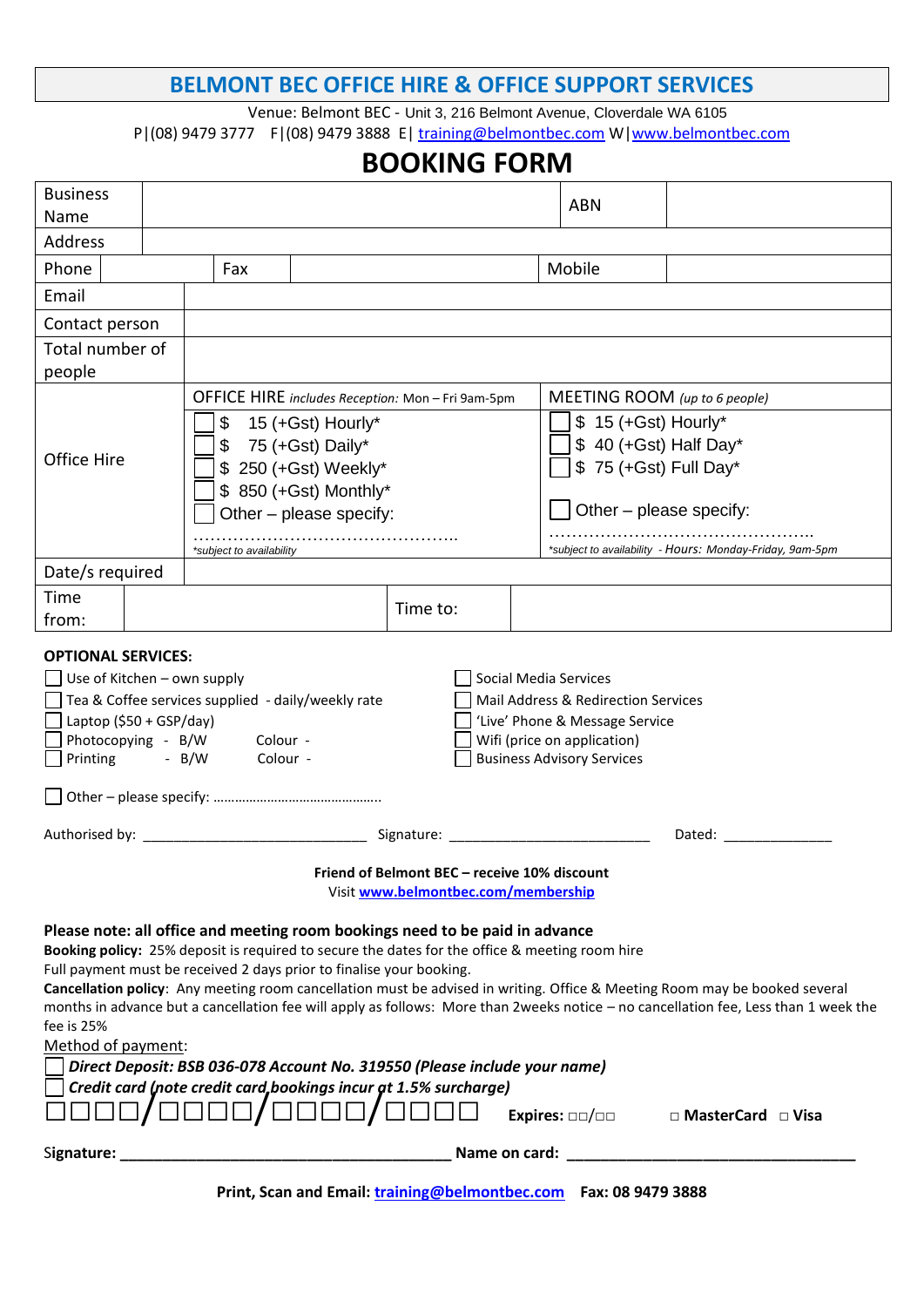# BELMONT BEC OFFICE HIRE & OFFICE SUPPORT SERVICES

Venue: Belmont BEC - Unit 3, 216 Belmont Avenue, Cloverdale WA 6105

P|(08) 9479 3777 F|(08) 9479 3888 E| training@belmontbec.com W|www.belmontbec.com

## BOOKING FORM

| | | | |
|---|---|---|---|
| Business Name | | ABN | |
| Address | | | |
| Phone | Fax | Mobile | |
| Email | | | |
| Contact person | | | |
| Total number of people | | | |
| Office Hire | OFFICE HIRE *includes Reception:* Mon – Fri 9am-5pm<br>☐ $ 15 (+Gst) Hourly*<br>☐ $ 75 (+Gst) Daily*<br>☐ $ 250 (+Gst) Weekly*<br>☐ $ 850 (+Gst) Monthly*<br>☐ Other – please specify:<br>………………………………………..<br>*subject to availability | MEETING ROOM *(up to 6 people)*<br>☐ $ 15 (+Gst) Hourly*<br>☐ $ 40 (+Gst) Half Day*<br>☐ $ 75 (+Gst) Full Day*<br>☐ Other – please specify:<br>………………………………………..<br>*subject to availability - Hours: Monday-Friday, 9am-5pm* | |
| Date/s required | | | |
| Time from: | | Time to: | |

**OPTIONAL SERVICES:**

- ☐ Use of Kitchen – own supply
- ☐ Tea & Coffee services supplied - daily/weekly rate
- ☐ Laptop ($50 + GSP/day)
- ☐ Photocopying - B/W Colour -
- ☐ Printing - B/W Colour -
- ☐ Social Media Services
- ☐ Mail Address & Redirection Services
- ☐ 'Live' Phone & Message Service
- ☐ Wifi (price on application)
- ☐ Business Advisory Services
- ☐ Other – please specify: ……………………………………..

Authorised by: ___________________________ Signature: _________________________ Dated: _____________

**Friend of Belmont BEC – receive 10% discount**
Visit **www.belmontbec.com/membership**

**Please note: all office and meeting room bookings need to be paid in advance**

**Booking policy:** 25% deposit is required to secure the dates for the office & meeting room hire
Full payment must be received 2 days prior to finalise your booking.

**Cancellation policy**: Any meeting room cancellation must be advised in writing. Office & Meeting Room may be booked several months in advance but a cancellation fee will apply as follows: More than 2weeks notice – no cancellation fee, Less than 1 week the fee is 25%

Method of payment:

☐ ***Direct Deposit: BSB 036-078 Account No. 319550 (Please include your name)***

☐ ***Credit card (note credit card bookings incur at 1.5% surcharge)***

☐☐☐☐/☐☐☐☐/☐☐☐☐/☐☐☐☐ **Expires:** ☐☐/☐☐ **□ MasterCard □ Visa**

**Signature:** ______________________________________ **Name on card:** _________________________________

**Print, Scan and Email: training@belmontbec.com Fax: 08 9479 3888**